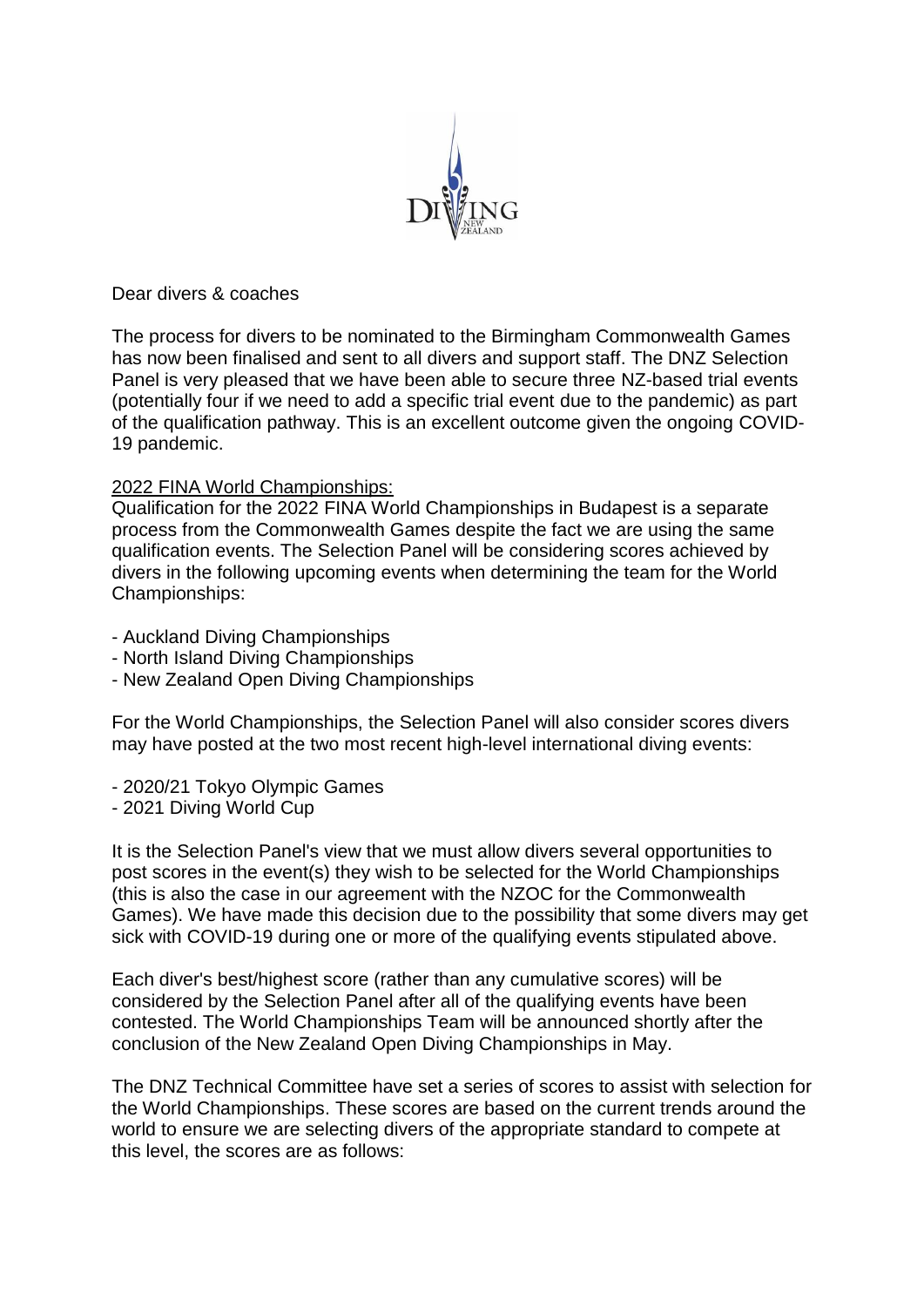Dear divers & coaches

The process for divers to be nominated to the Birmingham Commonwealth Games has now been finalised and sent to all divers and support staff. The DNZ Selection Panel is very pleased that we have been able to secure three NZ-based trial events (potentially four if we need to add a specific trial event due to the pandemic) as part of the qualification pathway. This is an excellent outcome given the ongoing COVID-19 pandemic.

<u>2022 FINA World Championships:</u>

Qualification for the 2022 FINA World Championships in Budapest is a separate process from the Commonwealth Games despite the fact we are using the same qualification events. The Selection Panel will be considering scores achieved by divers in the following upcoming events when determining the team for the World Championships:

- Auckland Diving Championships
- North Island Diving Championships
- New Zealand Open Diving Championships

For the World Championships, the Selection Panel will also consider scores divers may have posted at the two most recent high-level international diving events:

- 2020/21 Tokyo Olympic Games
- 2021 Diving World Cup

It is the Selection Panel's view that we must allow divers several opportunities to post scores in the event(s) they wish to be selected for the World Championships (this is also the case in our agreement with the NZOC for the Commonwealth Games). We have made this decision due to the possibility that some divers may get sick with COVID-19 during one or more of the qualifying events stipulated above.

Each diver's best/highest score (rather than any cumulative scores) will be considered by the Selection Panel after all of the qualifying events have been contested. The World Championships Team will be announced shortly after the conclusion of the New Zealand Open Diving Championships in May.

The DNZ Technical Committee have set a series of scores to assist with selection for the World Championships. These scores are based on the current trends around the world to ensure we are selecting divers of the appropriate standard to compete at this level, the scores are as follows: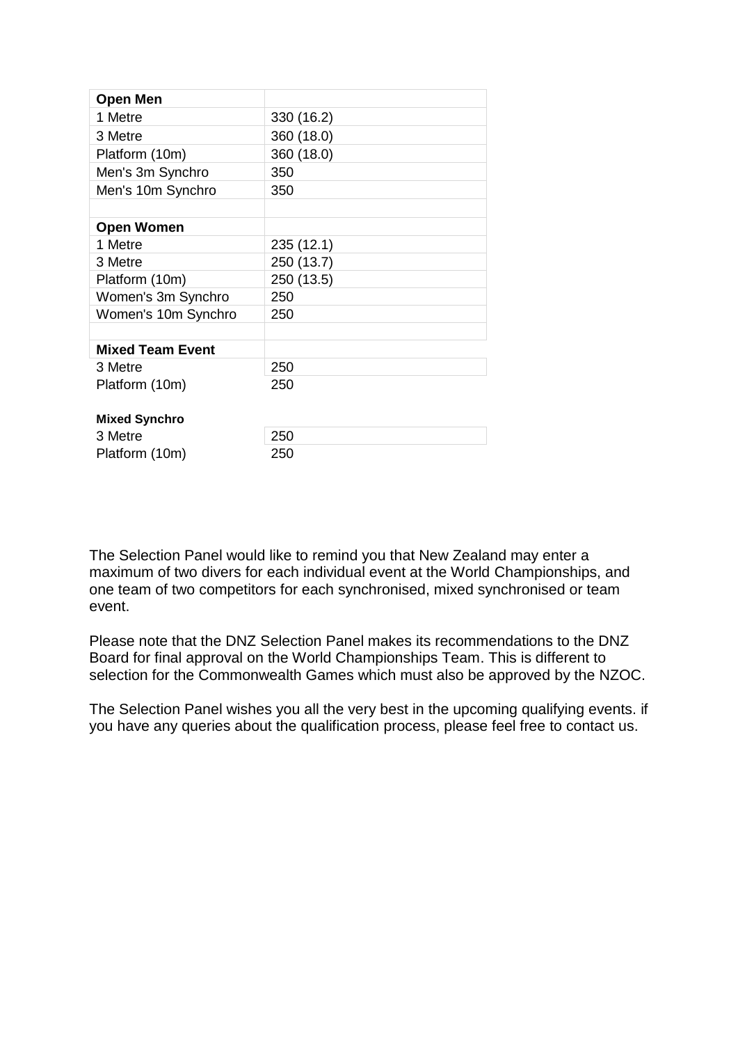| | |
|---|---|
| **Open Men** | |
| 1 Metre | 330 (16.2) |
| 3 Metre | 360 (18.0) |
| Platform (10m) | 360 (18.0) |
| Men's 3m Synchro | 350 |
| Men's 10m Synchro | 350 |
| | |
| **Open Women** | |
| 1 Metre | 235 (12.1) |
| 3 Metre | 250 (13.7) |
| Platform (10m) | 250 (13.5) |
| Women's 3m Synchro | 250 |
| Women's 10m Synchro | 250 |
| | |
| **Mixed Team Event** | |
| 3 Metre | 250 |
| Platform (10m) | 250 |
| | |
| **Mixed Synchro** | |
| 3 Metre | 250 |
| Platform (10m) | 250 |

The Selection Panel would like to remind you that New Zealand may enter a maximum of two divers for each individual event at the World Championships, and one team of two competitors for each synchronised, mixed synchronised or team event.

Please note that the DNZ Selection Panel makes its recommendations to the DNZ Board for final approval on the World Championships Team. This is different to selection for the Commonwealth Games which must also be approved by the NZOC.

The Selection Panel wishes you all the very best in the upcoming qualifying events. if you have any queries about the qualification process, please feel free to contact us.